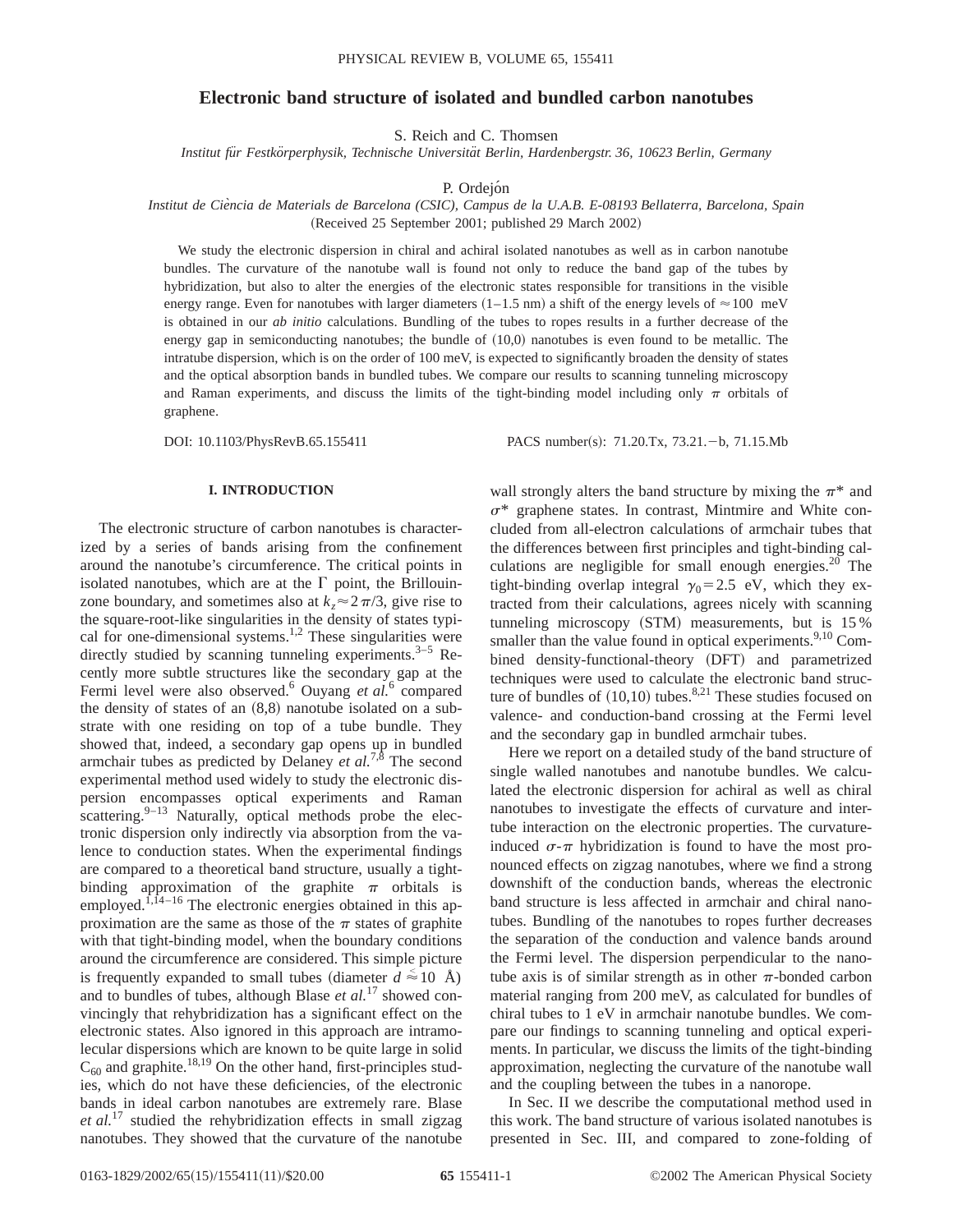# Electronic band structure of isolated and bundled carbon nanotubes

S. Reich and C. Thomsen

*Institut für Festkörperphysik, Technische Universität Berlin, Hardenbergstr. 36, 10623 Berlin, Germany*

P. Ordejón

*Institut de Ciència de Materials de Barcelona (CSIC), Campus de la U.A.B. E-08193 Bellaterra, Barcelona, Spain*

(Received 25 September 2001; published 29 March 2002)

We study the electronic dispersion in chiral and achiral isolated nanotubes as well as in carbon nanotube bundles. The curvature of the nanotube wall is found not only to reduce the band gap of the tubes by hybridization, but also to alter the energies of the electronic states responsible for transitions in the visible energy range. Even for nanotubes with larger diameters (1–1.5 nm) a shift of the energy levels of $\approx 100$ meV is obtained in our *ab initio* calculations. Bundling of the tubes to ropes results in a further decrease of the energy gap in semiconducting nanotubes; the bundle of (10,0) nanotubes is even found to be metallic. The intratube dispersion, which is on the order of 100 meV, is expected to significantly broaden the density of states and the optical absorption bands in bundled tubes. We compare our results to scanning tunneling microscopy and Raman experiments, and discuss the limits of the tight-binding model including only $\pi$ orbitals of graphene.

DOI: 10.1103/PhysRevB.65.155411

PACS number(s): 71.20.Tx, 73.21.−b, 71.15.Mb

## I. INTRODUCTION

The electronic structure of carbon nanotubes is characterized by a series of bands arising from the confinement around the nanotube's circumference. The critical points in isolated nanotubes, which are at the $\Gamma$ point, the Brillouin-zone boundary, and sometimes also at $k_z \approx 2\pi/3$, give rise to the square-root-like singularities in the density of states typical for one-dimensional systems.[1,2] These singularities were directly studied by scanning tunneling experiments.[3–5] Recently more subtle structures like the secondary gap at the Fermi level were also observed.[6] Ouyang *et al.*[6] compared the density of states of an (8,8) nanotube isolated on a substrate with one residing on top of a tube bundle. They showed that, indeed, a secondary gap opens up in bundled armchair tubes as predicted by Delaney *et al.*[7,8] The second experimental method used widely to study the electronic dispersion encompasses optical experiments and Raman scattering.[9–13] Naturally, optical methods probe the electronic dispersion only indirectly via absorption from the valence to conduction states. When the experimental findings are compared to a theoretical band structure, usually a tight-binding approximation of the graphite $\pi$ orbitals is employed.[1,14–16] The electronic energies obtained in this approximation are the same as those of the $\pi$ states of graphite with that tight-binding model, when the boundary conditions around the circumference are considered. This simple picture is frequently expanded to small tubes (diameter $d \lesssim 10$ Å) and to bundles of tubes, although Blase *et al.*[17] showed convincingly that rehybridization has a significant effect on the electronic states. Also ignored in this approach are intramolecular dispersions which are known to be quite large in solid $C_{60}$ and graphite.[18,19] On the other hand, first-principles studies, which do not have these deficiencies, of the electronic bands in ideal carbon nanotubes are extremely rare. Blase *et al.*[17] studied the rehybridization effects in small zigzag nanotubes. They showed that the curvature of the nanotube wall strongly alters the band structure by mixing the $\pi^*$ and $\sigma^*$ graphene states. In contrast, Mintmire and White concluded from all-electron calculations of armchair tubes that the differences between first principles and tight-binding calculations are negligible for small enough energies.[20] The tight-binding overlap integral $\gamma_0 = 2.5$ eV, which they extracted from their calculations, agrees nicely with scanning tunneling microscopy (STM) measurements, but is 15% smaller than the value found in optical experiments.[9,10] Combined density-functional-theory (DFT) and parametrized techniques were used to calculate the electronic band structure of bundles of (10,10) tubes.[8,21] These studies focused on valence- and conduction-band crossing at the Fermi level and the secondary gap in bundled armchair tubes.

Here we report on a detailed study of the band structure of single walled nanotubes and nanotube bundles. We calculated the electronic dispersion for achiral as well as chiral nanotubes to investigate the effects of curvature and intertube interaction on the electronic properties. The curvature-induced $\sigma$-$\pi$ hybridization is found to have the most pronounced effects on zigzag nanotubes, where we find a strong downshift of the conduction bands, whereas the electronic band structure is less affected in armchair and chiral nanotubes. Bundling of the nanotubes to ropes further decreases the separation of the conduction and valence bands around the Fermi level. The dispersion perpendicular to the nanotube axis is of similar strength as in other $\pi$-bonded carbon material ranging from 200 meV, as calculated for bundles of chiral tubes to 1 eV in armchair nanotube bundles. We compare our findings to scanning tunneling and optical experiments. In particular, we discuss the limits of the tight-binding approximation, neglecting the curvature of the nanotube wall and the coupling between the tubes in a nanorope.

In Sec. II we describe the computational method used in this work. The band structure of various isolated nanotubes is presented in Sec. III, and compared to zone-folding of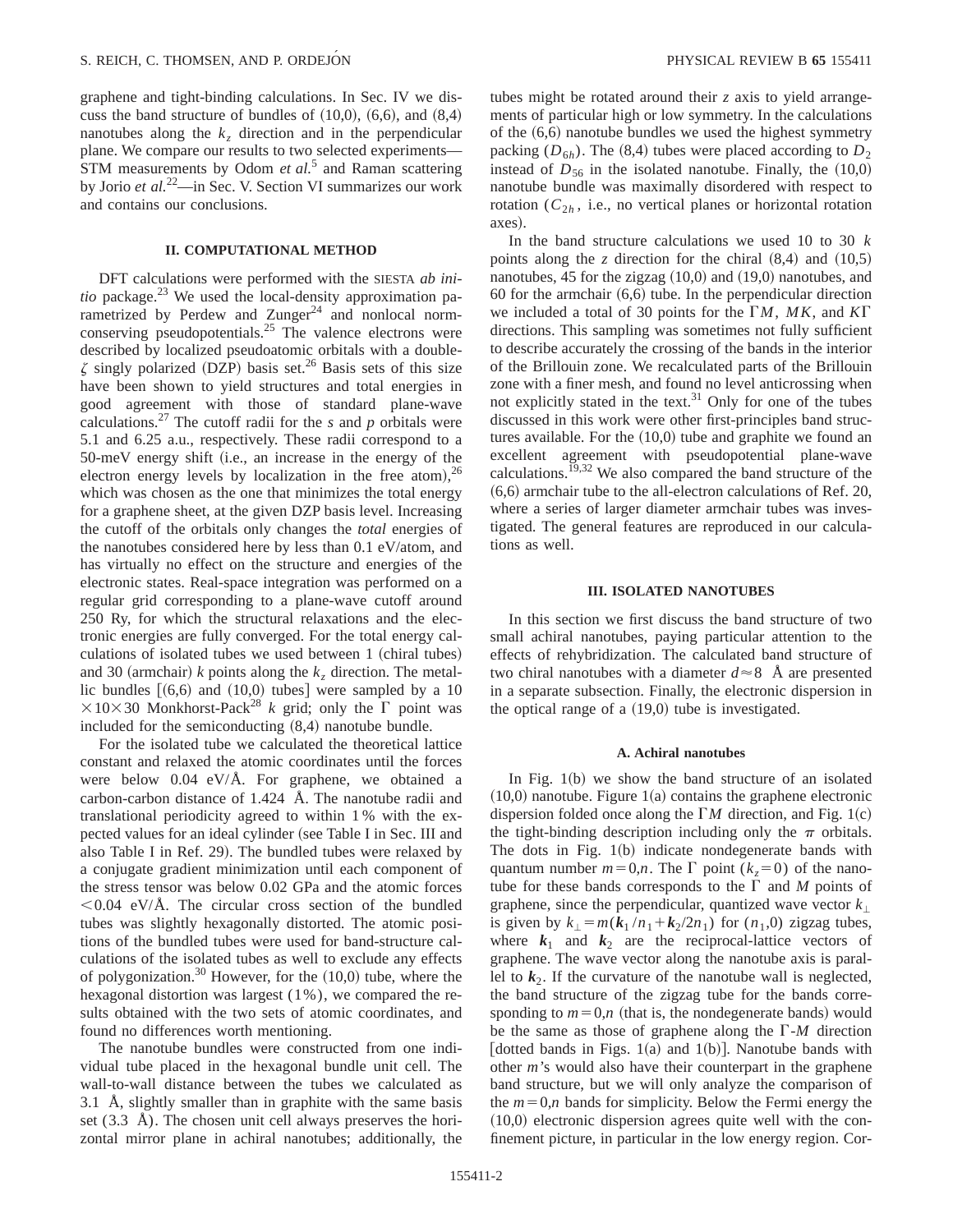graphene and tight-binding calculations. In Sec. IV we discuss the band structure of bundles of (10,0), (6,6), and (8,4) nanotubes along the $k_z$ direction and in the perpendicular plane. We compare our results to two selected experiments—STM measurements by Odom *et al.*[5] and Raman scattering by Jorio *et al.*[22]—in Sec. V. Section VI summarizes our work and contains our conclusions.

## II. COMPUTATIONAL METHOD

DFT calculations were performed with the SIESTA *ab initio* package.[23] We used the local-density approximation parametrized by Perdew and Zunger[24] and nonlocal norm-conserving pseudopotentials.[25] The valence electrons were described by localized pseudoatomic orbitals with a double-$\zeta$ singly polarized (DZP) basis set.[26] Basis sets of this size have been shown to yield structures and total energies in good agreement with those of standard plane-wave calculations.[27] The cutoff radii for the $s$ and $p$ orbitals were 5.1 and 6.25 a.u., respectively. These radii correspond to a 50-meV energy shift (i.e., an increase in the energy of the electron energy levels by localization in the free atom),[26] which was chosen as the one that minimizes the total energy for a graphene sheet, at the given DZP basis level. Increasing the cutoff of the orbitals only changes the *total* energies of the nanotubes considered here by less than 0.1 eV/atom, and has virtually no effect on the structure and energies of the electronic states. Real-space integration was performed on a regular grid corresponding to a plane-wave cutoff around 250 Ry, for which the structural relaxations and the electronic energies are fully converged. For the total energy calculations of isolated tubes we used between 1 (chiral tubes) and 30 (armchair) $k$ points along the $k_z$ direction. The metallic bundles [(6,6) and (10,0) tubes] were sampled by a $10\times10\times30$ Monkhorst-Pack[28] $k$ grid; only the $\Gamma$ point was included for the semiconducting (8,4) nanotube bundle.

For the isolated tube we calculated the theoretical lattice constant and relaxed the atomic coordinates until the forces were below 0.04 eV/Å. For graphene, we obtained a carbon-carbon distance of 1.424 Å. The nanotube radii and translational periodicity agreed to within 1% with the expected values for an ideal cylinder (see Table I in Sec. III and also Table I in Ref. 29). The bundled tubes were relaxed by a conjugate gradient minimization until each component of the stress tensor was below 0.02 GPa and the atomic forces <0.04 eV/Å. The circular cross section of the bundled tubes was slightly hexagonally distorted. The atomic positions of the bundled tubes were used for band-structure calculations of the isolated tubes as well to exclude any effects of polygonization.[30] However, for the (10,0) tube, where the hexagonal distortion was largest (1%), we compared the results obtained with the two sets of atomic coordinates, and found no differences worth mentioning.

The nanotube bundles were constructed from one individual tube placed in the hexagonal bundle unit cell. The wall-to-wall distance between the tubes we calculated as 3.1 Å, slightly smaller than in graphite with the same basis set (3.3 Å). The chosen unit cell always preserves the horizontal mirror plane in achiral nanotubes; additionally, the tubes might be rotated around their $z$ axis to yield arrangements of particular high or low symmetry. In the calculations of the (6,6) nanotube bundles we used the highest symmetry packing ($D_{6h}$). The (8,4) tubes were placed according to $D_2$ instead of $D_{56}$ in the isolated nanotube. Finally, the (10,0) nanotube bundle was maximally disordered with respect to rotation ($C_{2h}$, i.e., no vertical planes or horizontal rotation axes).

In the band structure calculations we used 10 to 30 $k$ points along the $z$ direction for the chiral (8,4) and (10,5) nanotubes, 45 for the zigzag (10,0) and (19,0) nanotubes, and 60 for the armchair (6,6) tube. In the perpendicular direction we included a total of 30 points for the $\Gamma M$, $MK$, and $K\Gamma$ directions. This sampling was sometimes not fully sufficient to describe accurately the crossing of the bands in the interior of the Brillouin zone. We recalculated parts of the Brillouin zone with a finer mesh, and found no level anticrossing when not explicitly stated in the text.[31] Only for one of the tubes discussed in this work were other first-principles band structures available. For the (10,0) tube and graphite we found an excellent agreement with pseudopotential plane-wave calculations.[19,32] We also compared the band structure of the (6,6) armchair tube to the all-electron calculations of Ref. 20, where a series of larger diameter armchair tubes was investigated. The general features are reproduced in our calculations as well.

## III. ISOLATED NANOTUBES

In this section we first discuss the band structure of two small achiral nanotubes, paying particular attention to the effects of rehybridization. The calculated band structure of two chiral nanotubes with a diameter $d\approx8$ Å are presented in a separate subsection. Finally, the electronic dispersion in the optical range of a (19,0) tube is investigated.

### A. Achiral nanotubes

In Fig. 1(b) we show the band structure of an isolated (10,0) nanotube. Figure 1(a) contains the graphene electronic dispersion folded once along the $\Gamma M$ direction, and Fig. 1(c) the tight-binding description including only the $\pi$ orbitals. The dots in Fig. 1(b) indicate nondegenerate bands with quantum number $m=0,n$. The $\Gamma$ point ($k_z=0$) of the nanotube for these bands corresponds to the $\Gamma$ and $M$ points of graphene, since the perpendicular, quantized wave vector $k_\perp$ is given by $k_\perp = m(\boldsymbol{k}_1/n_1 + \boldsymbol{k}_2/2n_1)$ for $(n_1,0)$ zigzag tubes, where $\boldsymbol{k}_1$ and $\boldsymbol{k}_2$ are the reciprocal-lattice vectors of graphene. The wave vector along the nanotube axis is parallel to $\boldsymbol{k}_2$. If the curvature of the nanotube wall is neglected, the band structure of the zigzag tube for the bands corresponding to $m=0,n$ (that is, the nondegenerate bands) would be the same as those of graphene along the $\Gamma$-$M$ direction [dotted bands in Figs. 1(a) and 1(b)]. Nanotube bands with other $m$'s would also have their counterpart in the graphene band structure, but we will only analyze the comparison of the $m=0,n$ bands for simplicity. Below the Fermi energy the (10,0) electronic dispersion agrees quite well with the confinement picture, in particular in the low energy region. Cor-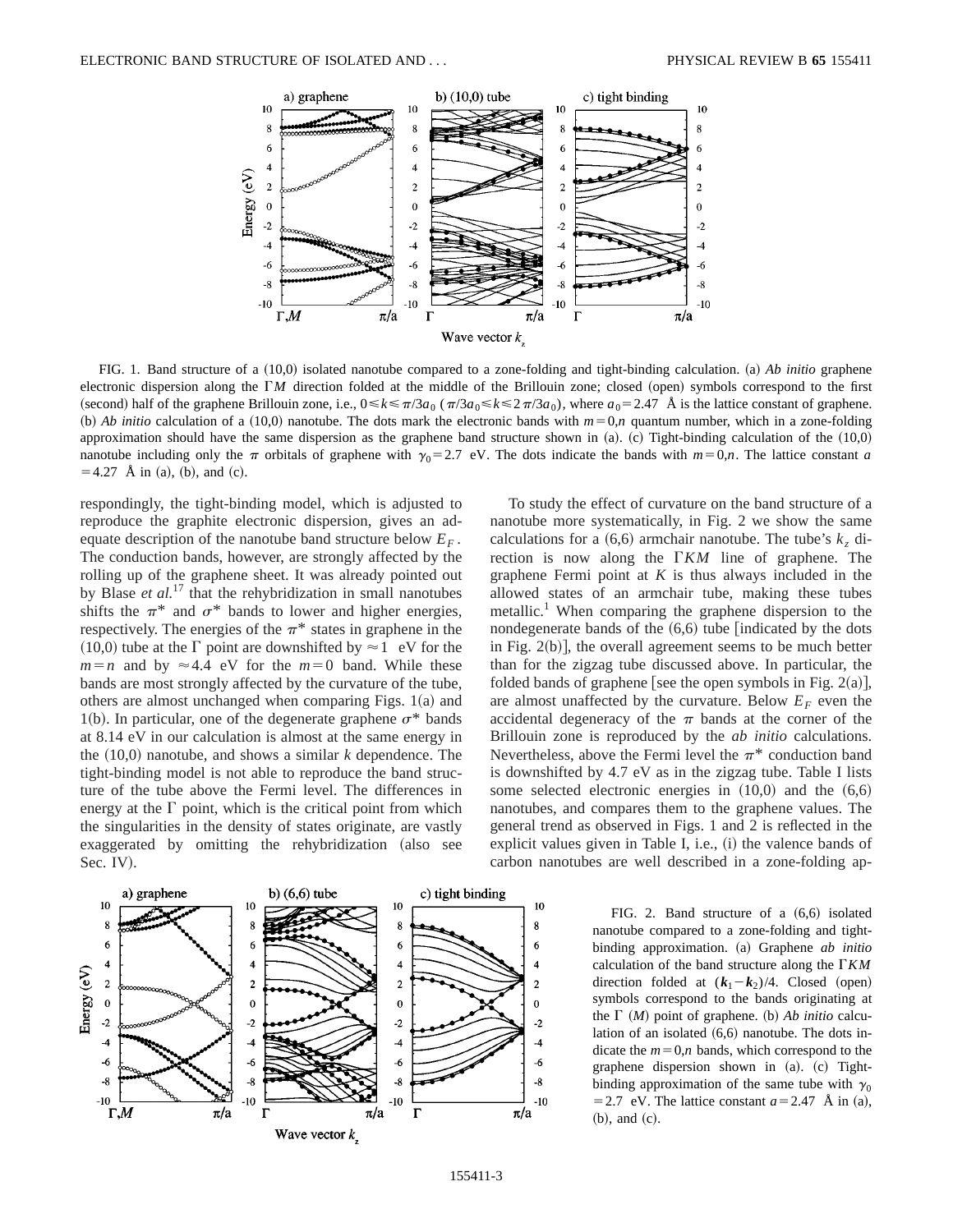FIG. 1. Band structure of a (10,0) isolated nanotube compared to a zone-folding and tight-binding calculation. (a) *Ab initio* graphene electronic dispersion along the $\Gamma M$ direction folded at the middle of the Brillouin zone; closed (open) symbols correspond to the first (second) half of the graphene Brillouin zone, i.e., $0 \leq k \leq \pi/3a_0$ ($\pi/3a_0 \leq k \leq 2\pi/3a_0$), where $a_0 = 2.47$ Å is the lattice constant of graphene. (b) *Ab initio* calculation of a (10,0) nanotube. The dots mark the electronic bands with $m = 0,n$ quantum number, which in a zone-folding approximation should have the same dispersion as the graphene band structure shown in (a). (c) Tight-binding calculation of the (10,0) nanotube including only the $\pi$ orbitals of graphene with $\gamma_0 = 2.7$ eV. The dots indicate the bands with $m = 0,n$. The lattice constant $a = 4.27$ Å in (a), (b), and (c).

respondingly, the tight-binding model, which is adjusted to reproduce the graphite electronic dispersion, gives an adequate description of the nanotube band structure below $E_F$. The conduction bands, however, are strongly affected by the rolling up of the graphene sheet. It was already pointed out by Blase *et al.*[17] that the rehybridization in small nanotubes shifts the $\pi^*$ and $\sigma^*$ bands to lower and higher energies, respectively. The energies of the $\pi^*$ states in graphene in the (10,0) tube at the $\Gamma$ point are downshifted by $\approx 1$ eV for the $m = n$ and by $\approx 4.4$ eV for the $m = 0$ band. While these bands are most strongly affected by the curvature of the tube, others are almost unchanged when comparing Figs. 1(a) and 1(b). In particular, one of the degenerate graphene $\sigma^*$ bands at 8.14 eV in our calculation is almost at the same energy in the (10,0) nanotube, and shows a similar $k$ dependence. The tight-binding model is not able to reproduce the band structure of the tube above the Fermi level. The differences in energy at the $\Gamma$ point, which is the critical point from which the singularities in the density of states originate, are vastly exaggerated by omitting the rehybridization (also see Sec. IV).

To study the effect of curvature on the band structure of a nanotube more systematically, in Fig. 2 we show the same calculations for a (6,6) armchair nanotube. The tube's $k_z$ direction is now along the $\Gamma KM$ line of graphene. The graphene Fermi point at $K$ is thus always included in the allowed states of an armchair tube, making these tubes metallic.[1] When comparing the graphene dispersion to the nondegenerate bands of the (6,6) tube [indicated by the dots in Fig. 2(b)], the overall agreement seems to be much better than for the zigzag tube discussed above. In particular, the folded bands of graphene [see the open symbols in Fig. 2(a)], are almost unaffected by the curvature. Below $E_F$ even the accidental degeneracy of the $\pi$ bands at the corner of the Brillouin zone is reproduced by the *ab initio* calculations. Nevertheless, above the Fermi level the $\pi^*$ conduction band is downshifted by 4.7 eV as in the zigzag tube. Table I lists some selected electronic energies in (10,0) and the (6,6) nanotubes, and compares them to the graphene values. The general trend as observed in Figs. 1 and 2 is reflected in the explicit values given in Table I, i.e., (i) the valence bands of carbon nanotubes are well described in a zone-folding ap-

FIG. 2. Band structure of a (6,6) isolated nanotube compared to a zone-folding and tight-binding approximation. (a) Graphene *ab initio* calculation of the band structure along the $\Gamma KM$ direction folded at $(\boldsymbol{k}_1 - \boldsymbol{k}_2)/4$. Closed (open) symbols correspond to the bands originating at the $\Gamma$ ($M$) point of graphene. (b) *Ab initio* calculation of an isolated (6,6) nanotube. The dots indicate the $m = 0,n$ bands, which correspond to the graphene dispersion shown in (a). (c) Tight-binding approximation of the same tube with $\gamma_0 = 2.7$ eV. The lattice constant $a = 2.47$ Å in (a), (b), and (c).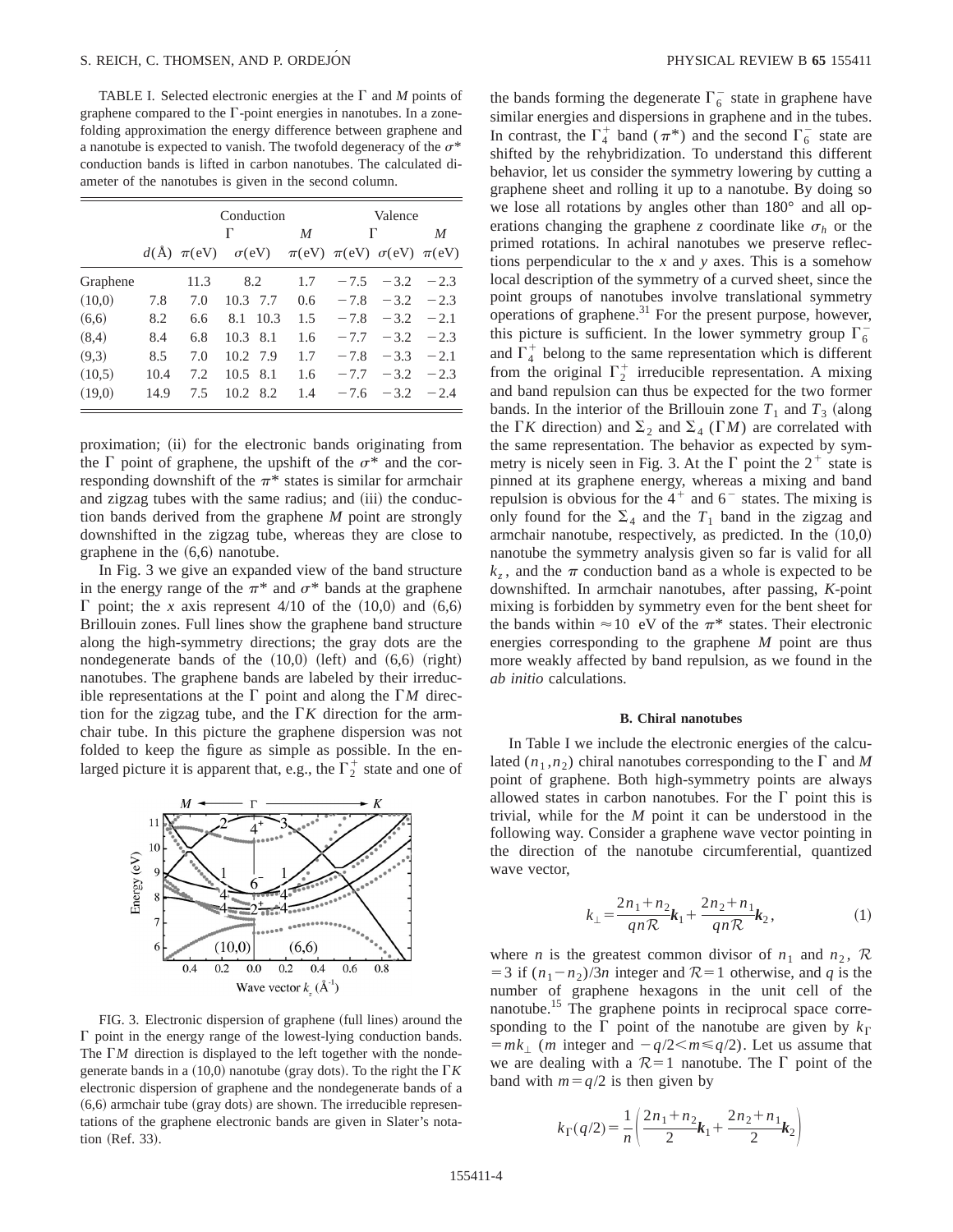TABLE I. Selected electronic energies at the Γ and $M$ points of graphene compared to the Γ-point energies in nanotubes. In a zone-folding approximation the energy difference between graphene and a nanotube is expected to vanish. The twofold degeneracy of the $\sigma^*$ conduction bands is lifted in carbon nanotubes. The calculated diameter of the nanotubes is given in the second column.

| | | Conduction | | | | Valence | | |
|---|---|---|---|---|---|---|---|---|
| | | Γ | | | $M$ | Γ | | $M$ |
| | $d$(Å) | $\pi$(eV) | $\sigma$(eV) | | $\pi$(eV) | $\pi$(eV) | $\sigma$(eV) | $\pi$(eV) |
| Graphene | | 11.3 | 8.2 | | 1.7 | −7.5 | −3.2 | −2.3 |
| (10,0) | 7.8 | 7.0 | 10.3 | 7.7 | 0.6 | −7.8 | −3.2 | −2.3 |
| (6,6) | 8.2 | 6.6 | 8.1 | 10.3 | 1.5 | −7.8 | −3.2 | −2.1 |
| (8,4) | 8.4 | 6.8 | 10.3 | 8.1 | 1.6 | −7.7 | −3.2 | −2.3 |
| (9,3) | 8.5 | 7.0 | 10.2 | 7.9 | 1.7 | −7.8 | −3.3 | −2.1 |
| (10,5) | 10.4 | 7.2 | 10.5 | 8.1 | 1.6 | −7.7 | −3.2 | −2.3 |
| (19,0) | 14.9 | 7.5 | 10.2 | 8.2 | 1.4 | −7.6 | −3.2 | −2.4 |

proximation; (ii) for the electronic bands originating from the Γ point of graphene, the upshift of the $\sigma^*$ and the corresponding downshift of the $\pi^*$ states is similar for armchair and zigzag tubes with the same radius; and (iii) the conduction bands derived from the graphene $M$ point are strongly downshifted in the zigzag tube, whereas they are close to graphene in the (6,6) nanotube.

In Fig. 3 we give an expanded view of the band structure in the energy range of the $\pi^*$ and $\sigma^*$ bands at the graphene Γ point; the $x$ axis represent 4/10 of the (10,0) and (6,6) Brillouin zones. Full lines show the graphene band structure along the high-symmetry directions; the gray dots are the nondegenerate bands of the (10,0) (left) and (6,6) (right) nanotubes. The graphene bands are labeled by their irreducible representations at the Γ point and along the Γ$M$ direction for the zigzag tube, and the Γ$K$ direction for the armchair tube. In this picture the graphene dispersion was not folded to keep the figure as simple as possible. In the enlarged picture it is apparent that, e.g., the $\Gamma_2^+$ state and one of

FIG. 3. Electronic dispersion of graphene (full lines) around the Γ point in the energy range of the lowest-lying conduction bands. The Γ$M$ direction is displayed to the left together with the nondegenerate bands in a (10,0) nanotube (gray dots). To the right the Γ$K$ electronic dispersion of graphene and the nondegenerate bands of a (6,6) armchair tube (gray dots) are shown. The irreducible representations of the graphene electronic bands are given in Slater's notation (Ref. 33).

the bands forming the degenerate $\Gamma_6^-$ state in graphene have similar energies and dispersions in graphene and in the tubes. In contrast, the $\Gamma_4^+$ band ($\pi^*$) and the second $\Gamma_6^-$ state are shifted by the rehybridization. To understand this different behavior, let us consider the symmetry lowering by cutting a graphene sheet and rolling it up to a nanotube. By doing so we lose all rotations by angles other than 180° and all operations changing the graphene $z$ coordinate like $\sigma_h$ or the primed rotations. In achiral nanotubes we preserve reflections perpendicular to the $x$ and $y$ axes. This is a somehow local description of the symmetry of a curved sheet, since the point groups of nanotubes involve translational symmetry operations of graphene.[31] For the present purpose, however, this picture is sufficient. In the lower symmetry group $\Gamma_6^-$ and $\Gamma_4^+$ belong to the same representation which is different from the original $\Gamma_2^+$ irreducible representation. A mixing and band repulsion can thus be expected for the two former bands. In the interior of the Brillouin zone $T_1$ and $T_3$ (along the Γ$K$ direction) and $\Sigma_2$ and $\Sigma_4$ (Γ$M$) are correlated with the same representation. The behavior as expected by symmetry is nicely seen in Fig. 3. At the Γ point the $2^+$ state is pinned at its graphene energy, whereas a mixing and band repulsion is obvious for the $4^+$ and $6^-$ states. The mixing is only found for the $\Sigma_4$ and the $T_1$ band in the zigzag and armchair nanotube, respectively, as predicted. In the (10,0) nanotube the symmetry analysis given so far is valid for all $k_z$, and the $\pi$ conduction band as a whole is expected to be downshifted. In armchair nanotubes, after passing, $K$-point mixing is forbidden by symmetry even for the bent sheet for the bands within ≈10 eV of the $\pi^*$ states. Their electronic energies corresponding to the graphene $M$ point are thus more weakly affected by band repulsion, as we found in the *ab initio* calculations.

### B. Chiral nanotubes

In Table I we include the electronic energies of the calculated $(n_1,n_2)$ chiral nanotubes corresponding to the Γ and $M$ point of graphene. Both high-symmetry points are always allowed states in carbon nanotubes. For the Γ point this is trivial, while for the $M$ point it can be understood in the following way. Consider a graphene wave vector pointing in the direction of the nanotube circumferential, quantized wave vector,

$$k_\perp = \frac{2n_1+n_2}{qn\mathcal{R}}\boldsymbol{k}_1 + \frac{2n_2+n_1}{qn\mathcal{R}}\boldsymbol{k}_2, \tag{1}$$

where $n$ is the greatest common divisor of $n_1$ and $n_2$, $\mathcal{R}=3$ if $(n_1-n_2)/3n$ integer and $\mathcal{R}=1$ otherwise, and $q$ is the number of graphene hexagons in the unit cell of the nanotube.[15] The graphene points in reciprocal space corresponding to the Γ point of the nanotube are given by $k_\Gamma = mk_\perp$ ($m$ integer and $-q/2<m\leq q/2$). Let us assume that we are dealing with a $\mathcal{R}=1$ nanotube. The Γ point of the band with $m=q/2$ is then given by

$$k_\Gamma(q/2) = \frac{1}{n}\left(\frac{2n_1+n_2}{2}\boldsymbol{k}_1 + \frac{2n_2+n_1}{2}\boldsymbol{k}_2\right)$$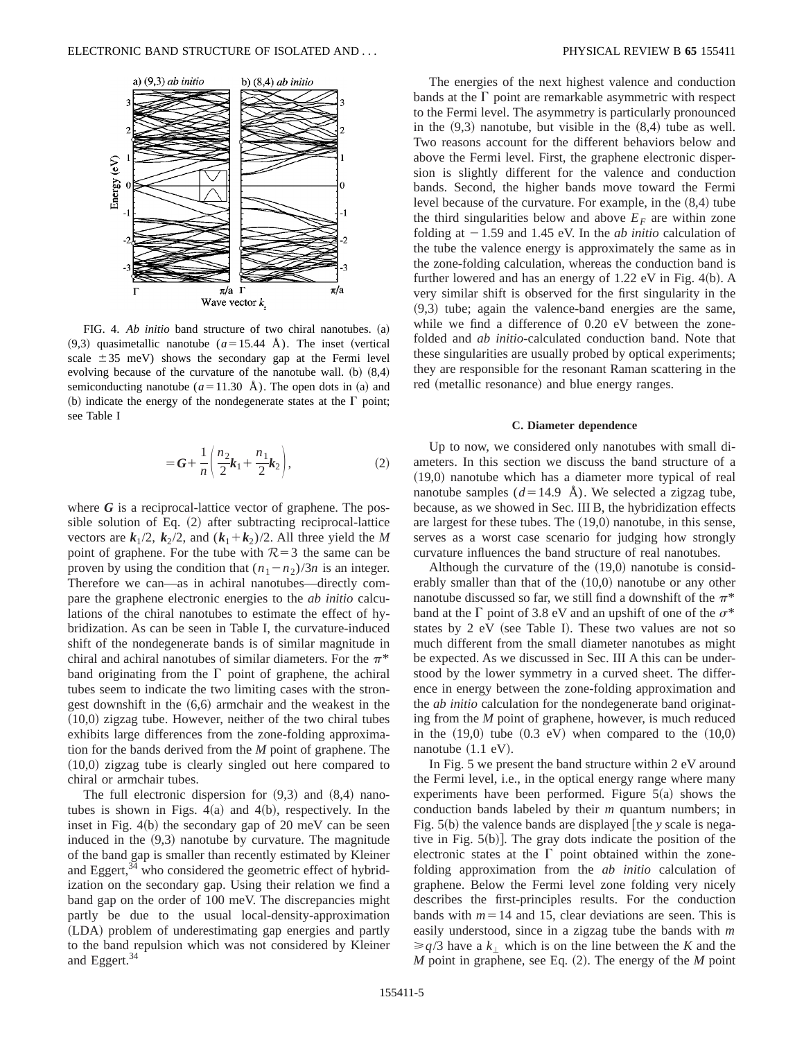FIG. 4. *Ab initio* band structure of two chiral nanotubes. (a) (9,3) quasimetallic nanotube ($a = 15.44$ Å). The inset (vertical scale $\pm 35$ meV) shows the secondary gap at the Fermi level evolving because of the curvature of the nanotube wall. (b) (8,4) semiconducting nanotube ($a = 11.30$ Å). The open dots in (a) and (b) indicate the energy of the nondegenerate states at the $\Gamma$ point; see Table I

$$= \boldsymbol{G} + \frac{1}{n}\left(\frac{n_2}{2}\boldsymbol{k}_1 + \frac{n_1}{2}\boldsymbol{k}_2\right), \tag{2}$$

where $\boldsymbol{G}$ is a reciprocal-lattice vector of graphene. The possible solution of Eq. (2) after subtracting reciprocal-lattice vectors are $\boldsymbol{k}_1/2$, $\boldsymbol{k}_2/2$, and $(\boldsymbol{k}_1 + \boldsymbol{k}_2)/2$. All three yield the *M* point of graphene. For the tube with $\mathcal{R} = 3$ the same can be proven by using the condition that $(n_1 - n_2)/3n$ is an integer. Therefore we can—as in achiral nanotubes—directly compare the graphene electronic energies to the *ab initio* calculations of the chiral nanotubes to estimate the effect of hybridization. As can be seen in Table I, the curvature-induced shift of the nondegenerate bands is of similar magnitude in chiral and achiral nanotubes of similar diameters. For the $\pi^*$ band originating from the $\Gamma$ point of graphene, the achiral tubes seem to indicate the two limiting cases with the strongest downshift in the (6,6) armchair and the weakest in the (10,0) zigzag tube. However, neither of the two chiral tubes exhibits large differences from the zone-folding approximation for the bands derived from the *M* point of graphene. The (10,0) zigzag tube is clearly singled out here compared to chiral or armchair tubes.

The full electronic dispersion for (9,3) and (8,4) nanotubes is shown in Figs. 4(a) and 4(b), respectively. In the inset in Fig. 4(b) the secondary gap of 20 meV can be seen induced in the (9,3) nanotube by curvature. The magnitude of the band gap is smaller than recently estimated by Kleiner and Eggert,[34] who considered the geometric effect of hybridization on the secondary gap. Using their relation we find a band gap on the order of 100 meV. The discrepancies might partly be due to the usual local-density-approximation (LDA) problem of underestimating gap energies and partly to the band repulsion which was not considered by Kleiner and Eggert.[34]

The energies of the next highest valence and conduction bands at the $\Gamma$ point are remarkable asymmetric with respect to the Fermi level. The asymmetry is particularly pronounced in the (9,3) nanotube, but visible in the (8,4) tube as well. Two reasons account for the different behaviors below and above the Fermi level. First, the graphene electronic dispersion is slightly different for the valence and conduction bands. Second, the higher bands move toward the Fermi level because of the curvature. For example, in the (8,4) tube the third singularities below and above $E_F$ are within zone folding at $-1.59$ and 1.45 eV. In the *ab initio* calculation of the tube the valence energy is approximately the same as in the zone-folding calculation, whereas the conduction band is further lowered and has an energy of 1.22 eV in Fig. 4(b). A very similar shift is observed for the first singularity in the (9,3) tube; again the valence-band energies are the same, while we find a difference of 0.20 eV between the zone-folded and *ab initio*-calculated conduction band. Note that these singularities are usually probed by optical experiments; they are responsible for the resonant Raman scattering in the red (metallic resonance) and blue energy ranges.

### C. Diameter dependence

Up to now, we considered only nanotubes with small diameters. In this section we discuss the band structure of a (19,0) nanotube which has a diameter more typical of real nanotube samples ($d = 14.9$ Å). We selected a zigzag tube, because, as we showed in Sec. III B, the hybridization effects are largest for these tubes. The (19,0) nanotube, in this sense, serves as a worst case scenario for judging how strongly curvature influences the band structure of real nanotubes.

Although the curvature of the (19,0) nanotube is considerably smaller than that of the (10,0) nanotube or any other nanotube discussed so far, we still find a downshift of the $\pi^*$ band at the $\Gamma$ point of 3.8 eV and an upshift of one of the $\sigma^*$ states by 2 eV (see Table I). These two values are not so much different from the small diameter nanotubes as might be expected. As we discussed in Sec. III A this can be understood by the lower symmetry in a curved sheet. The difference in energy between the zone-folding approximation and the *ab initio* calculation for the nondegenerate band originating from the *M* point of graphene, however, is much reduced in the (19,0) tube (0.3 eV) when compared to the (10,0) nanotube (1.1 eV).

In Fig. 5 we present the band structure within 2 eV around the Fermi level, i.e., in the optical energy range where many experiments have been performed. Figure 5(a) shows the conduction bands labeled by their *m* quantum numbers; in Fig. 5(b) the valence bands are displayed [the *y* scale is negative in Fig. 5(b)]. The gray dots indicate the position of the electronic states at the $\Gamma$ point obtained within the zone-folding approximation from the *ab initio* calculation of graphene. Below the Fermi level zone folding very nicely describes the first-principles results. For the conduction bands with $m = 14$ and 15, clear deviations are seen. This is easily understood, since in a zigzag tube the bands with $m \geqslant q/3$ have a $k_\perp$ which is on the line between the *K* and the *M* point in graphene, see Eq. (2). The energy of the *M* point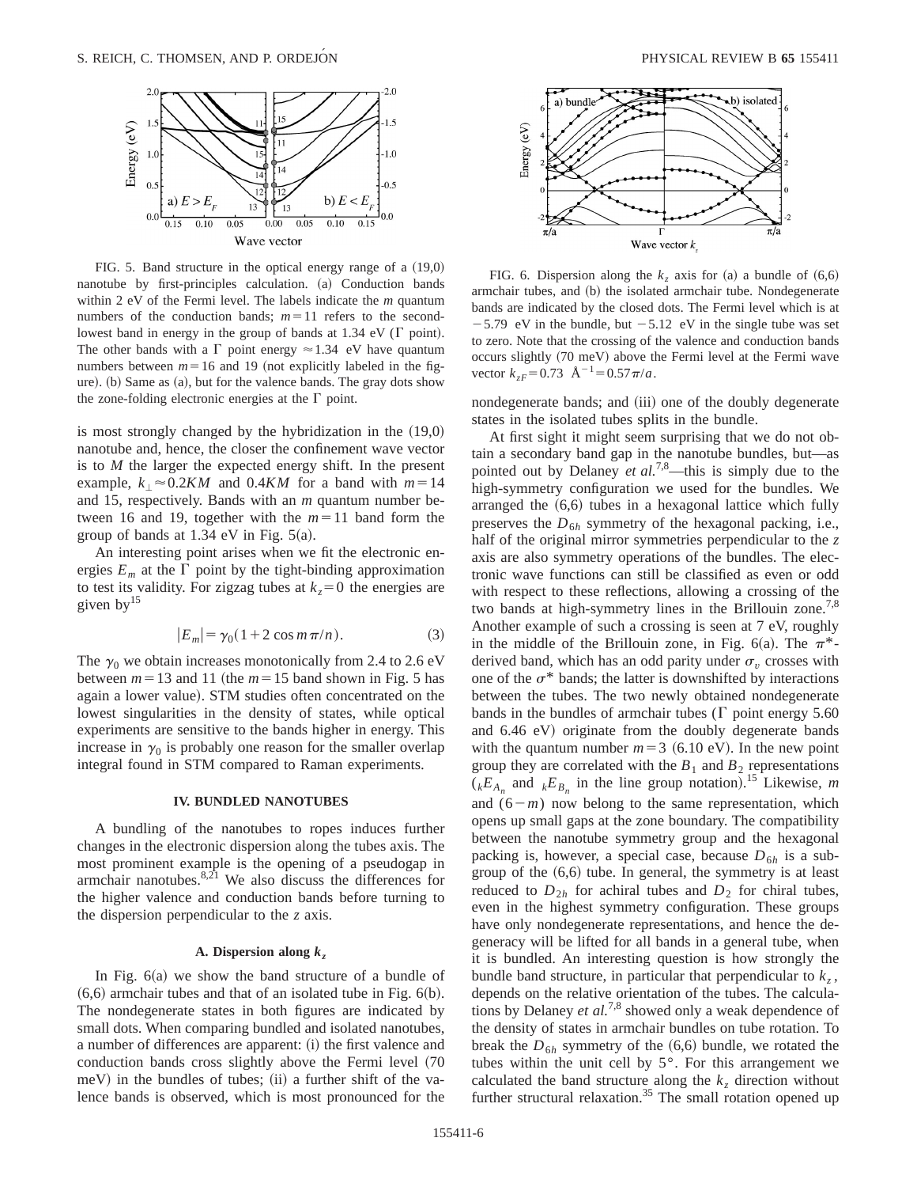FIG. 5. Band structure in the optical energy range of a (19,0) nanotube by first-principles calculation. (a) Conduction bands within 2 eV of the Fermi level. The labels indicate the $m$ quantum numbers of the conduction bands; $m=11$ refers to the second-lowest band in energy in the group of bands at 1.34 eV ($\Gamma$ point). The other bands with a $\Gamma$ point energy $\approx 1.34$ eV have quantum numbers between $m=16$ and 19 (not explicitly labeled in the figure). (b) Same as (a), but for the valence bands. The gray dots show the zone-folding electronic energies at the $\Gamma$ point.

is most strongly changed by the hybridization in the (19,0) nanotube and, hence, the closer the confinement wave vector is to $M$ the larger the expected energy shift. In the present example, $k_\perp \approx 0.2KM$ and $0.4KM$ for a band with $m=14$ and 15, respectively. Bands with an $m$ quantum number between 16 and 19, together with the $m=11$ band form the group of bands at 1.34 eV in Fig. 5(a).

An interesting point arises when we fit the electronic energies $E_m$ at the $\Gamma$ point by the tight-binding approximation to test its validity. For zigzag tubes at $k_z=0$ the energies are given by[15]

$$|E_m| = \gamma_0(1+2\cos m\pi/n). \tag{3}$$

The $\gamma_0$ we obtain increases monotonically from 2.4 to 2.6 eV between $m=13$ and 11 (the $m=15$ band shown in Fig. 5 has again a lower value). STM studies often concentrated on the lowest singularities in the density of states, while optical experiments are sensitive to the bands higher in energy. This increase in $\gamma_0$ is probably one reason for the smaller overlap integral found in STM compared to Raman experiments.

## IV. BUNDLED NANOTUBES

A bundling of the nanotubes to ropes induces further changes in the electronic dispersion along the tubes axis. The most prominent example is the opening of a pseudogap in armchair nanotubes.[8,21] We also discuss the differences for the higher valence and conduction bands before turning to the dispersion perpendicular to the $z$ axis.

### A. Dispersion along $k_z$

In Fig. 6(a) we show the band structure of a bundle of (6,6) armchair tubes and that of an isolated tube in Fig. 6(b). The nondegenerate states in both figures are indicated by small dots. When comparing bundled and isolated nanotubes, a number of differences are apparent: (i) the first valence and conduction bands cross slightly above the Fermi level (70 meV) in the bundles of tubes; (ii) a further shift of the valence bands is observed, which is most pronounced for the nondegenerate bands; and (iii) one of the doubly degenerate states in the isolated tubes splits in the bundle.

FIG. 6. Dispersion along the $k_z$ axis for (a) a bundle of (6,6) armchair tubes, and (b) the isolated armchair tube. Nondegenerate bands are indicated by the closed dots. The Fermi level which is at $-5.79$ eV in the bundle, but $-5.12$ eV in the single tube was set to zero. Note that the crossing of the valence and conduction bands occurs slightly (70 meV) above the Fermi level at the Fermi wave vector $k_{zF}=0.73$ Å$^{-1}=0.57\pi/a$.

At first sight it might seem surprising that we do not obtain a secondary band gap in the nanotube bundles, but—as pointed out by Delaney *et al.*[7,8]—this is simply due to the high-symmetry configuration we used for the bundles. We arranged the (6,6) tubes in a hexagonal lattice which fully preserves the $D_{6h}$ symmetry of the hexagonal packing, i.e., half of the original mirror symmetries perpendicular to the $z$ axis are also symmetry operations of the bundles. The electronic wave functions can still be classified as even or odd with respect to these reflections, allowing a crossing of the two bands at high-symmetry lines in the Brillouin zone.[7,8] Another example of such a crossing is seen at 7 eV, roughly in the middle of the Brillouin zone, in Fig. 6(a). The $\pi^*$-derived band, which has an odd parity under $\sigma_v$ crosses with one of the $\sigma^*$ bands; the latter is downshifted by interactions between the tubes. The two newly obtained nondegenerate bands in the bundles of armchair tubes ($\Gamma$ point energy 5.60 and 6.46 eV) originate from the doubly degenerate bands with the quantum number $m=3$ (6.10 eV). In the new point group they are correlated with the $B_1$ and $B_2$ representations (${}_kE_{A_n}$ and ${}_kE_{B_n}$ in the line group notation).[15] Likewise, $m$ and $(6-m)$ now belong to the same representation, which opens up small gaps at the zone boundary. The compatibility between the nanotube symmetry group and the hexagonal packing is, however, a special case, because $D_{6h}$ is a subgroup of the (6,6) tube. In general, the symmetry is at least reduced to $D_{2h}$ for achiral tubes and $D_2$ for chiral tubes, even in the highest symmetry configuration. These groups have only nondegenerate representations, and hence the degeneracy will be lifted for all bands in a general tube, when it is bundled. An interesting question is how strongly the bundle band structure, in particular that perpendicular to $k_z$, depends on the relative orientation of the tubes. The calculations by Delaney *et al.*[7,8] showed only a weak dependence of the density of states in armchair bundles on tube rotation. To break the $D_{6h}$ symmetry of the (6,6) bundle, we rotated the tubes within the unit cell by 5°. For this arrangement we calculated the band structure along the $k_z$ direction without further structural relaxation.[35] The small rotation opened up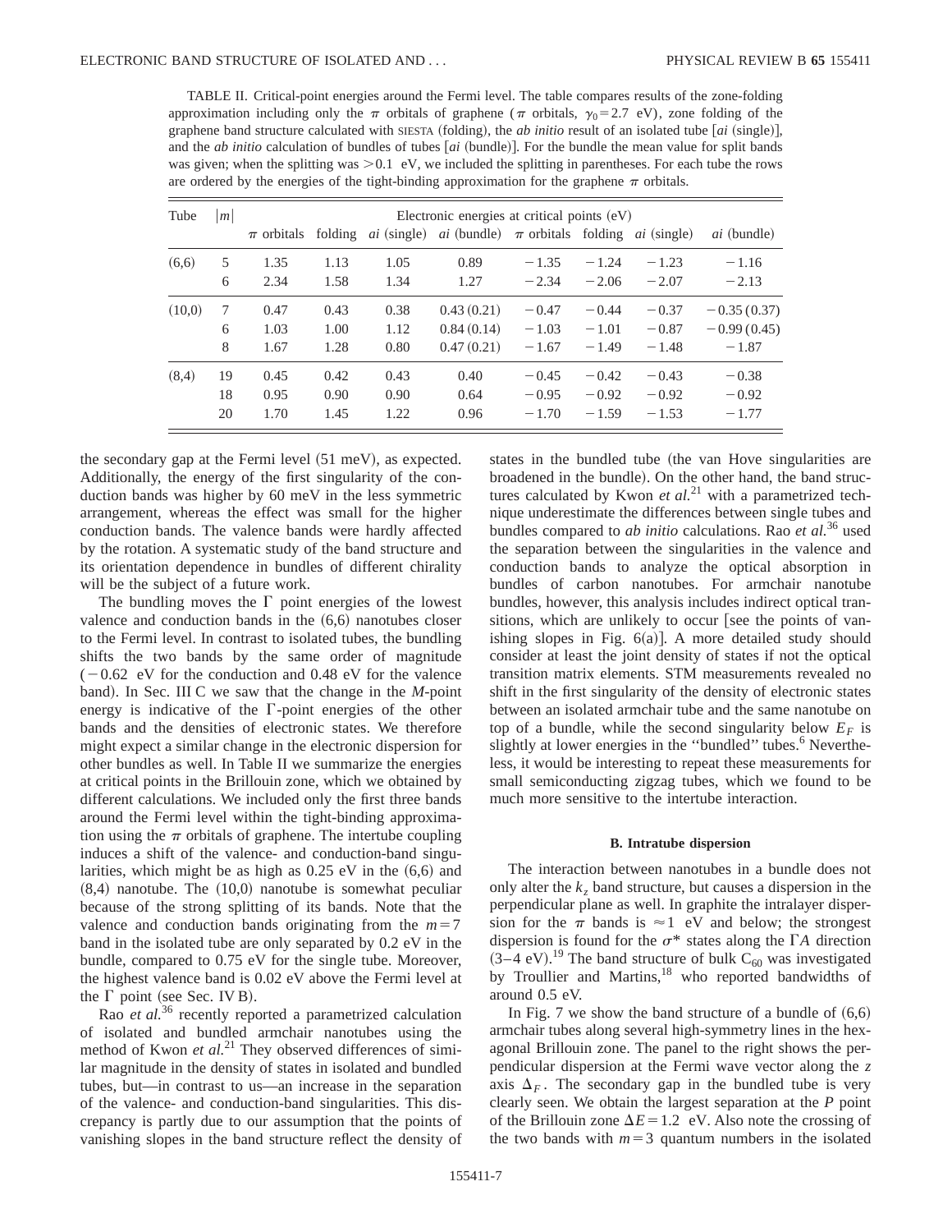TABLE II. Critical-point energies around the Fermi level. The table compares results of the zone-folding approximation including only the $\pi$ orbitals of graphene ($\pi$ orbitals, $\gamma_0 = 2.7$ eV), zone folding of the graphene band structure calculated with SIESTA (folding), the *ab initio* result of an isolated tube [*ai* (single)], and the *ab initio* calculation of bundles of tubes [*ai* (bundle)]. For the bundle the mean value for split bands was given; when the splitting was $>0.1$ eV, we included the splitting in parentheses. For each tube the rows are ordered by the energies of the tight-binding approximation for the graphene $\pi$ orbitals.

| Tube | $\|m\|$ | Electronic energies at critical points (eV) | | | | | | | |
|---|---|---|---|---|---|---|---|---|---|
| | | $\pi$ orbitals | folding | *ai* (single) | *ai* (bundle) | $\pi$ orbitals | folding | *ai* (single) | *ai* (bundle) |
| (6,6) | 5 | 1.35 | 1.13 | 1.05 | 0.89 | $-1.35$ | $-1.24$ | $-1.23$ | $-1.16$ |
| | 6 | 2.34 | 1.58 | 1.34 | 1.27 | $-2.34$ | $-2.06$ | $-2.07$ | $-2.13$ |
| (10,0) | 7 | 0.47 | 0.43 | 0.38 | 0.43 (0.21) | $-0.47$ | $-0.44$ | $-0.37$ | $-0.35$ (0.37) |
| | 6 | 1.03 | 1.00 | 1.12 | 0.84 (0.14) | $-1.03$ | $-1.01$ | $-0.87$ | $-0.99$ (0.45) |
| | 8 | 1.67 | 1.28 | 0.80 | 0.47 (0.21) | $-1.67$ | $-1.49$ | $-1.48$ | $-1.87$ |
| (8,4) | 19 | 0.45 | 0.42 | 0.43 | 0.40 | $-0.45$ | $-0.42$ | $-0.43$ | $-0.38$ |
| | 18 | 0.95 | 0.90 | 0.90 | 0.64 | $-0.95$ | $-0.92$ | $-0.92$ | $-0.92$ |
| | 20 | 1.70 | 1.45 | 1.22 | 0.96 | $-1.70$ | $-1.59$ | $-1.53$ | $-1.77$ |

the secondary gap at the Fermi level (51 meV), as expected. Additionally, the energy of the first singularity of the conduction bands was higher by 60 meV in the less symmetric arrangement, whereas the effect was small for the higher conduction bands. The valence bands were hardly affected by the rotation. A systematic study of the band structure and its orientation dependence in bundles of different chirality will be the subject of a future work.

The bundling moves the $\Gamma$ point energies of the lowest valence and conduction bands in the (6,6) nanotubes closer to the Fermi level. In contrast to isolated tubes, the bundling shifts the two bands by the same order of magnitude ($-0.62$ eV for the conduction and 0.48 eV for the valence band). In Sec. III C we saw that the change in the $M$-point energy is indicative of the $\Gamma$-point energies of the other bands and the densities of electronic states. We therefore might expect a similar change in the electronic dispersion for other bundles as well. In Table II we summarize the energies at critical points in the Brillouin zone, which we obtained by different calculations. We included only the first three bands around the Fermi level within the tight-binding approximation using the $\pi$ orbitals of graphene. The intertube coupling induces a shift of the valence- and conduction-band singularities, which might be as high as 0.25 eV in the (6,6) and (8,4) nanotube. The (10,0) nanotube is somewhat peculiar because of the strong splitting of its bands. Note that the valence and conduction bands originating from the $m = 7$ band in the isolated tube are only separated by 0.2 eV in the bundle, compared to 0.75 eV for the single tube. Moreover, the highest valence band is 0.02 eV above the Fermi level at the $\Gamma$ point (see Sec. IV B).

Rao *et al.*[36] recently reported a parametrized calculation of isolated and bundled armchair nanotubes using the method of Kwon *et al.*[21] They observed differences of similar magnitude in the density of states in isolated and bundled tubes, but—in contrast to us—an increase in the separation of the valence- and conduction-band singularities. This discrepancy is partly due to our assumption that the points of vanishing slopes in the band structure reflect the density of states in the bundled tube (the van Hove singularities are broadened in the bundle). On the other hand, the band structures calculated by Kwon *et al.*[21] with a parametrized technique underestimate the differences between single tubes and bundles compared to *ab initio* calculations. Rao *et al.*[36] used the separation between the singularities in the valence and conduction bands to analyze the optical absorption in bundles of carbon nanotubes. For armchair nanotube bundles, however, this analysis includes indirect optical transitions, which are unlikely to occur [see the points of vanishing slopes in Fig. 6(a)]. A more detailed study should consider at least the joint density of states if not the optical transition matrix elements. STM measurements revealed no shift in the first singularity of the density of electronic states between an isolated armchair tube and the same nanotube on top of a bundle, while the second singularity below $E_F$ is slightly at lower energies in the "bundled" tubes.[6] Nevertheless, it would be interesting to repeat these measurements for small semiconducting zigzag tubes, which we found to be much more sensitive to the intertube interaction.

### B. Intratube dispersion

The interaction between nanotubes in a bundle does not only alter the $k_z$ band structure, but causes a dispersion in the perpendicular plane as well. In graphite the intralayer dispersion for the $\pi$ bands is $\approx 1$ eV and below; the strongest dispersion is found for the $\sigma^*$ states along the $\Gamma A$ direction (3–4 eV).[19] The band structure of bulk $C_{60}$ was investigated by Troullier and Martins,[18] who reported bandwidths of around 0.5 eV.

In Fig. 7 we show the band structure of a bundle of (6,6) armchair tubes along several high-symmetry lines in the hexagonal Brillouin zone. The panel to the right shows the perpendicular dispersion at the Fermi wave vector along the $z$ axis $\Delta_F$. The secondary gap in the bundled tube is very clearly seen. We obtain the largest separation at the $P$ point of the Brillouin zone $\Delta E = 1.2$ eV. Also note the crossing of the two bands with $m = 3$ quantum numbers in the isolated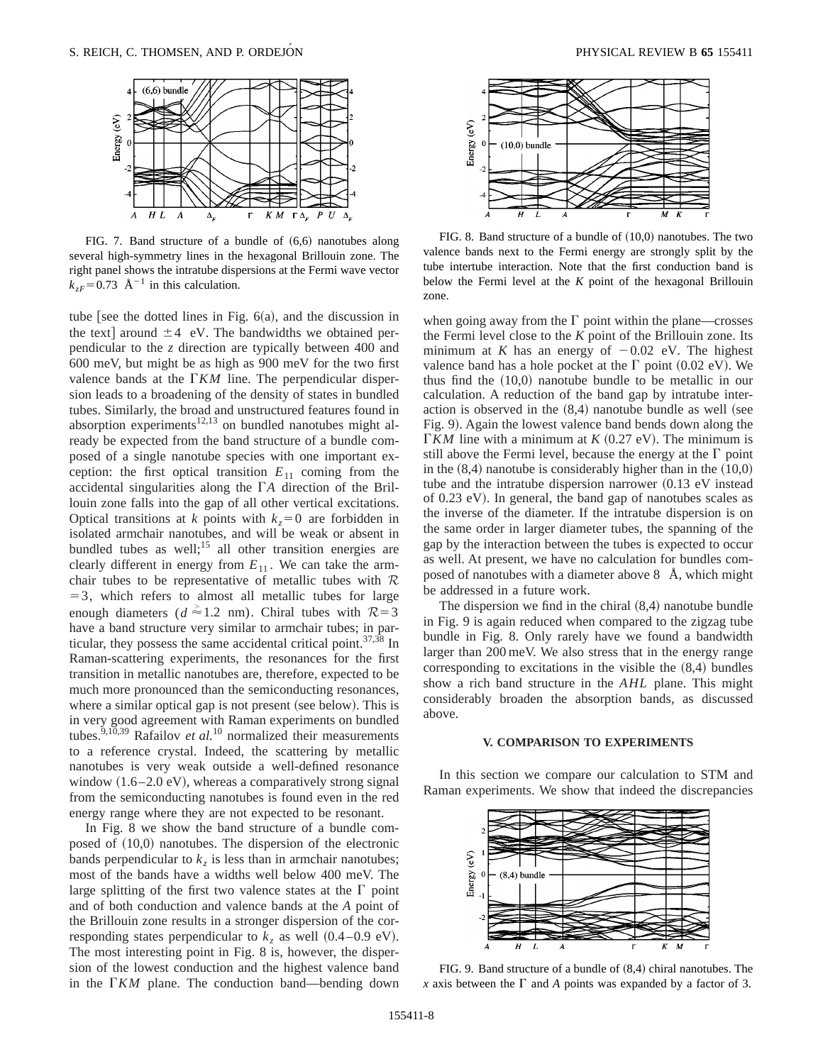FIG. 7. Band structure of a bundle of (6,6) nanotubes along several high-symmetry lines in the hexagonal Brillouin zone. The right panel shows the intratube dispersions at the Fermi wave vector $k_{zF}=0.73$ Å$^{-1}$ in this calculation.

FIG. 8. Band structure of a bundle of (10,0) nanotubes. The two valence bands next to the Fermi energy are strongly split by the tube intertube interaction. Note that the first conduction band is below the Fermi level at the $K$ point of the hexagonal Brillouin zone.

tube [see the dotted lines in Fig. 6(a), and the discussion in the text] around $\pm 4$ eV. The bandwidths we obtained perpendicular to the $z$ direction are typically between 400 and 600 meV, but might be as high as 900 meV for the two first valence bands at the $\Gamma KM$ line. The perpendicular dispersion leads to a broadening of the density of states in bundled tubes. Similarly, the broad and unstructured features found in absorption experiments[12,13] on bundled nanotubes might already be expected from the band structure of a bundle composed of a single nanotube species with one important exception: the first optical transition $E_{11}$ coming from the accidental singularities along the $\Gamma A$ direction of the Brillouin zone falls into the gap of all other vertical excitations. Optical transitions at $k$ points with $k_z=0$ are forbidden in isolated armchair nanotubes, and will be weak or absent in bundled tubes as well;[15] all other transition energies are clearly different in energy from $E_{11}$. We can take the armchair tubes to be representative of metallic tubes with $\mathcal{R}=3$, which refers to almost all metallic tubes for large enough diameters ($d \gtrsim 1.2$ nm). Chiral tubes with $\mathcal{R}=3$ have a band structure very similar to armchair tubes; in particular, they possess the same accidental critical point.[37,38] In Raman-scattering experiments, the resonances for the first transition in metallic nanotubes are, therefore, expected to be much more pronounced than the semiconducting resonances, where a similar optical gap is not present (see below). This is in very good agreement with Raman experiments on bundled tubes.[9,10,39] Rafailov *et al.*[10] normalized their measurements to a reference crystal. Indeed, the scattering by metallic nanotubes is very weak outside a well-defined resonance window (1.6–2.0 eV), whereas a comparatively strong signal from the semiconducting nanotubes is found even in the red energy range where they are not expected to be resonant.

In Fig. 8 we show the band structure of a bundle composed of (10,0) nanotubes. The dispersion of the electronic bands perpendicular to $k_z$ is less than in armchair nanotubes; most of the bands have a widths well below 400 meV. The large splitting of the first two valence states at the $\Gamma$ point and of both conduction and valence bands at the $A$ point of the Brillouin zone results in a stronger dispersion of the corresponding states perpendicular to $k_z$ as well (0.4–0.9 eV). The most interesting point in Fig. 8 is, however, the dispersion of the lowest conduction and the highest valence band in the $\Gamma KM$ plane. The conduction band—bending down when going away from the $\Gamma$ point within the plane—crosses the Fermi level close to the $K$ point of the Brillouin zone. Its minimum at $K$ has an energy of $-0.02$ eV. The highest valence band has a hole pocket at the $\Gamma$ point (0.02 eV). We thus find the (10,0) nanotube bundle to be metallic in our calculation. A reduction of the band gap by intratube interaction is observed in the (8,4) nanotube bundle as well (see Fig. 9). Again the lowest valence band bends down along the $\Gamma KM$ line with a minimum at $K$ (0.27 eV). The minimum is still above the Fermi level, because the energy at the $\Gamma$ point in the (8,4) nanotube is considerably higher than in the (10,0) tube and the intratube dispersion narrower (0.13 eV instead of 0.23 eV). In general, the band gap of nanotubes scales as the inverse of the diameter. If the intratube dispersion is on the same order in larger diameter tubes, the spanning of the gap by the interaction between the tubes is expected to occur as well. At present, we have no calculation for bundles composed of nanotubes with a diameter above 8 Å, which might be addressed in a future work.

The dispersion we find in the chiral (8,4) nanotube bundle in Fig. 9 is again reduced when compared to the zigzag tube bundle in Fig. 8. Only rarely have we found a bandwidth larger than 200 meV. We also stress that in the energy range corresponding to excitations in the visible the (8,4) bundles show a rich band structure in the $AHL$ plane. This might considerably broaden the absorption bands, as discussed above.

## V. COMPARISON TO EXPERIMENTS

In this section we compare our calculation to STM and Raman experiments. We show that indeed the discrepancies

FIG. 9. Band structure of a bundle of (8,4) chiral nanotubes. The $x$ axis between the $\Gamma$ and $A$ points was expanded by a factor of 3.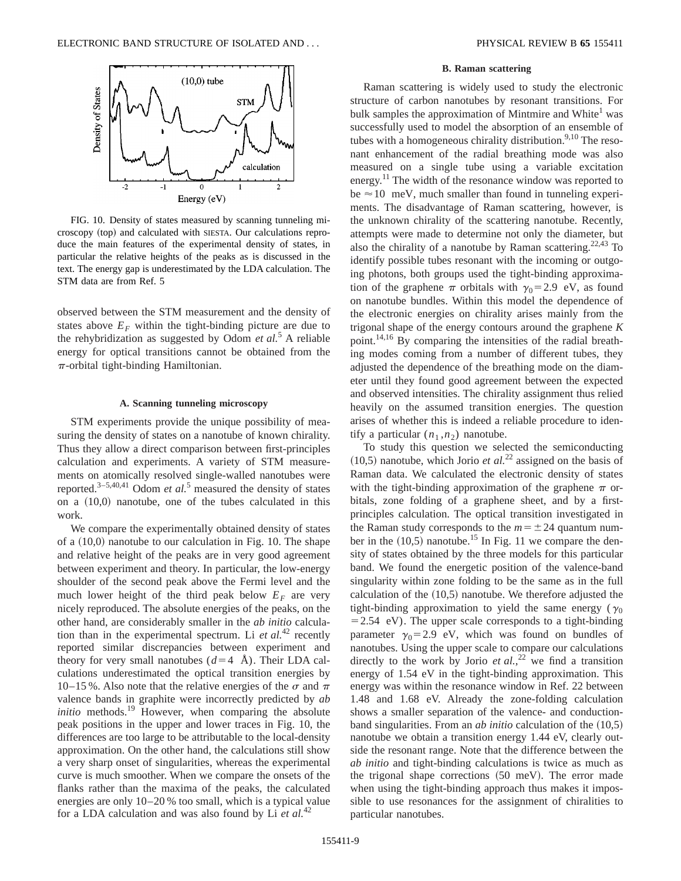FIG. 10. Density of states measured by scanning tunneling microscopy (top) and calculated with SIESTA. Our calculations reproduce the main features of the experimental density of states, in particular the relative heights of the peaks as is discussed in the text. The energy gap is underestimated by the LDA calculation. The STM data are from Ref. 5

observed between the STM measurement and the density of states above $E_F$ within the tight-binding picture are due to the rehybridization as suggested by Odom *et al.*[5] A reliable energy for optical transitions cannot be obtained from the $\pi$-orbital tight-binding Hamiltonian.

### A. Scanning tunneling microscopy

STM experiments provide the unique possibility of measuring the density of states on a nanotube of known chirality. Thus they allow a direct comparison between first-principles calculation and experiments. A variety of STM measurements on atomically resolved single-walled nanotubes were reported.[3–5,40,41] Odom *et al.*[5] measured the density of states on a (10,0) nanotube, one of the tubes calculated in this work.

We compare the experimentally obtained density of states of a (10,0) nanotube to our calculation in Fig. 10. The shape and relative height of the peaks are in very good agreement between experiment and theory. In particular, the low-energy shoulder of the second peak above the Fermi level and the much lower height of the third peak below $E_F$ are very nicely reproduced. The absolute energies of the peaks, on the other hand, are considerably smaller in the *ab initio* calculation than in the experimental spectrum. Li *et al.*[42] recently reported similar discrepancies between experiment and theory for very small nanotubes ($d = 4$ Å). Their LDA calculations underestimated the optical transition energies by 10–15 %. Also note that the relative energies of the $\sigma$ and $\pi$ valence bands in graphite were incorrectly predicted by *ab initio* methods.[19] However, when comparing the absolute peak positions in the upper and lower traces in Fig. 10, the differences are too large to be attributable to the local-density approximation. On the other hand, the calculations still show a very sharp onset of singularities, whereas the experimental curve is much smoother. When we compare the onsets of the flanks rather than the maxima of the peaks, the calculated energies are only 10–20 % too small, which is a typical value for a LDA calculation and was also found by Li *et al.*[42]

### B. Raman scattering

Raman scattering is widely used to study the electronic structure of carbon nanotubes by resonant transitions. For bulk samples the approximation of Mintmire and White[1] was successfully used to model the absorption of an ensemble of tubes with a homogeneous chirality distribution.[9,10] The resonant enhancement of the radial breathing mode was also measured on a single tube using a variable excitation energy.[11] The width of the resonance window was reported to be $\approx 10$ meV, much smaller than found in tunneling experiments. The disadvantage of Raman scattering, however, is the unknown chirality of the scattering nanotube. Recently, attempts were made to determine not only the diameter, but also the chirality of a nanotube by Raman scattering.[22,43] To identify possible tubes resonant with the incoming or outgoing photons, both groups used the tight-binding approximation of the graphene $\pi$ orbitals with $\gamma_0 = 2.9$ eV, as found on nanotube bundles. Within this model the dependence of the electronic energies on chirality arises mainly from the trigonal shape of the energy contours around the graphene $K$ point.[14,16] By comparing the intensities of the radial breathing modes coming from a number of different tubes, they adjusted the dependence of the breathing mode on the diameter until they found good agreement between the expected and observed intensities. The chirality assignment thus relied heavily on the assumed transition energies. The question arises of whether this is indeed a reliable procedure to identify a particular $(n_1, n_2)$ nanotube.

To study this question we selected the semiconducting (10,5) nanotube, which Jorio *et al.*[22] assigned on the basis of Raman data. We calculated the electronic density of states with the tight-binding approximation of the graphene $\pi$ orbitals, zone folding of a graphene sheet, and by a first-principles calculation. The optical transition investigated in the Raman study corresponds to the $m = \pm 24$ quantum number in the (10,5) nanotube.[15] In Fig. 11 we compare the density of states obtained by the three models for this particular band. We found the energetic position of the valence-band singularity within zone folding to be the same as in the full calculation of the (10,5) nanotube. We therefore adjusted the tight-binding approximation to yield the same energy ($\gamma_0 = 2.54$ eV). The upper scale corresponds to a tight-binding parameter $\gamma_0 = 2.9$ eV, which was found on bundles of nanotubes. Using the upper scale to compare our calculations directly to the work by Jorio *et al.*,[22] we find a transition energy of 1.54 eV in the tight-binding approximation. This energy was within the resonance window in Ref. 22 between 1.48 and 1.68 eV. Already the zone-folding calculation shows a smaller separation of the valence- and conduction-band singularities. From an *ab initio* calculation of the (10,5) nanotube we obtain a transition energy 1.44 eV, clearly outside the resonant range. Note that the difference between the *ab initio* and tight-binding calculations is twice as much as the trigonal shape corrections (50 meV). The error made when using the tight-binding approach thus makes it impossible to use resonances for the assignment of chiralities to particular nanotubes.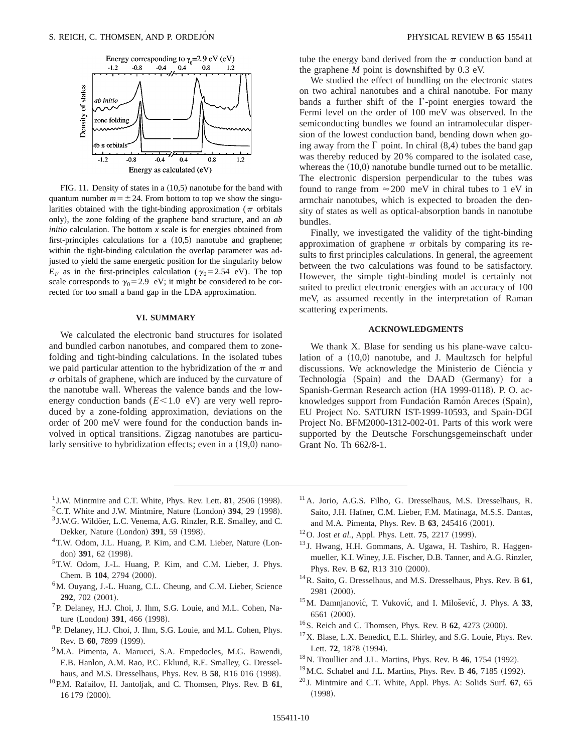FIG. 11. Density of states in a (10,5) nanotube for the band with quantum number $m=\pm 24$. From bottom to top we show the singularities obtained with the tight-binding approximation ($\pi$ orbitals only), the zone folding of the graphene band structure, and an *ab initio* calculation. The bottom $x$ scale is for energies obtained from first-principles calculations for a (10,5) nanotube and graphene; within the tight-binding calculation the overlap parameter was adjusted to yield the same energetic position for the singularity below $E_F$ as in the first-principles calculation ($\gamma_0 = 2.54$ eV). The top scale corresponds to $\gamma_0 = 2.9$ eV; it might be considered to be corrected for too small a band gap in the LDA approximation.

## VI. SUMMARY

We calculated the electronic band structures for isolated and bundled carbon nanotubes, and compared them to zone-folding and tight-binding calculations. In the isolated tubes we paid particular attention to the hybridization of the $\pi$ and $\sigma$ orbitals of graphene, which are induced by the curvature of the nanotube wall. Whereas the valence bands and the low-energy conduction bands ($E < 1.0$ eV) are very well reproduced by a zone-folding approximation, deviations on the order of 200 meV were found for the conduction bands involved in optical transitions. Zigzag nanotubes are particularly sensitive to hybridization effects; even in a (19,0) nanotube the energy band derived from the $\pi$ conduction band at the graphene $M$ point is downshifted by 0.3 eV.

We studied the effect of bundling on the electronic states on two achiral nanotubes and a chiral nanotube. For many bands a further shift of the $\Gamma$-point energies toward the Fermi level on the order of 100 meV was observed. In the semiconducting bundles we found an intramolecular dispersion of the lowest conduction band, bending down when going away from the $\Gamma$ point. In chiral (8,4) tubes the band gap was thereby reduced by 20 % compared to the isolated case, whereas the (10,0) nanotube bundle turned out to be metallic. The electronic dispersion perpendicular to the tubes was found to range from $\approx 200$ meV in chiral tubes to 1 eV in armchair nanotubes, which is expected to broaden the density of states as well as optical-absorption bands in nanotube bundles.

Finally, we investigated the validity of the tight-binding approximation of graphene $\pi$ orbitals by comparing its results to first principles calculations. In general, the agreement between the two calculations was found to be satisfactory. However, the simple tight-binding model is certainly not suited to predict electronic energies with an accuracy of 100 meV, as assumed recently in the interpretation of Raman scattering experiments.

## ACKNOWLEDGMENTS

We thank X. Blase for sending us his plane-wave calculation of a (10,0) nanotube, and J. Maultzsch for helpful discussions. We acknowledge the Ministerio de Ciéncia y Technologiá (Spain) and the DAAD (Germany) for a Spanish-German Research action (HA 1999-0118). P. O. acknowledges support from Fundación Ramón Areces (Spain), EU Project No. SATURN IST-1999-10593, and Spain-DGI Project No. BFM2000-1312-002-01. Parts of this work were supported by the Deutsche Forschungsgemeinschaft under Grant No. Th 662/8-1.

[1] J.W. Mintmire and C.T. White, Phys. Rev. Lett. **81**, 2506 (1998).

[2] C.T. White and J.W. Mintmire, Nature (London) **394**, 29 (1998).

[3] J.W.G. Wildöer, L.C. Venema, A.G. Rinzler, R.E. Smalley, and C. Dekker, Nature (London) **391**, 59 (1998).

[4] T.W. Odom, J.L. Huang, P. Kim, and C.M. Lieber, Nature (London) **391**, 62 (1998).

[5] T.W. Odom, J.-L. Huang, P. Kim, and C.M. Lieber, J. Phys. Chem. B **104**, 2794 (2000).

[6] M. Ouyang, J.-L. Huang, C.L. Cheung, and C.M. Lieber, Science **292**, 702 (2001).

[7] P. Delaney, H.J. Choi, J. Ihm, S.G. Louie, and M.L. Cohen, Nature (London) **391**, 466 (1998).

[8] P. Delaney, H.J. Choi, J. Ihm, S.G. Louie, and M.L. Cohen, Phys. Rev. B **60**, 7899 (1999).

[9] M.A. Pimenta, A. Marucci, S.A. Empedocles, M.G. Bawendi, E.B. Hanlon, A.M. Rao, P.C. Eklund, R.E. Smalley, G. Dresselhaus, and M.S. Dresselhaus, Phys. Rev. B **58**, R16 016 (1998).

[10] P.M. Rafailov, H. Jantoljak, and C. Thomsen, Phys. Rev. B **61**, 16 179 (2000).

[11] A. Jorio, A.G.S. Filho, G. Dresselhaus, M.S. Dresselhaus, R. Saito, J.H. Hafner, C.M. Lieber, F.M. Matinaga, M.S.S. Dantas, and M.A. Pimenta, Phys. Rev. B **63**, 245416 (2001).

[12] O. Jost *et al.*, Appl. Phys. Lett. **75**, 2217 (1999).

[13] J. Hwang, H.H. Gommans, A. Ugawa, H. Tashiro, R. Haggenmueller, K.I. Winey, J.E. Fischer, D.B. Tanner, and A.G. Rinzler, Phys. Rev. B **62**, R13 310 (2000).

[14] R. Saito, G. Dresselhaus, and M.S. Dresselhaus, Phys. Rev. B **61**, 2981 (2000).

[15] M. Damnjanović, T. Vuković, and I. Milošević, J. Phys. A **33**, 6561 (2000).

[16] S. Reich and C. Thomsen, Phys. Rev. B **62**, 4273 (2000).

[17] X. Blase, L.X. Benedict, E.L. Shirley, and S.G. Louie, Phys. Rev. Lett. **72**, 1878 (1994).

[18] N. Troullier and J.L. Martins, Phys. Rev. B **46**, 1754 (1992).

[19] M.C. Schabel and J.L. Martins, Phys. Rev. B **46**, 7185 (1992).

[20] J. Mintmire and C.T. White, Appl. Phys. A: Solids Surf. **67**, 65 (1998).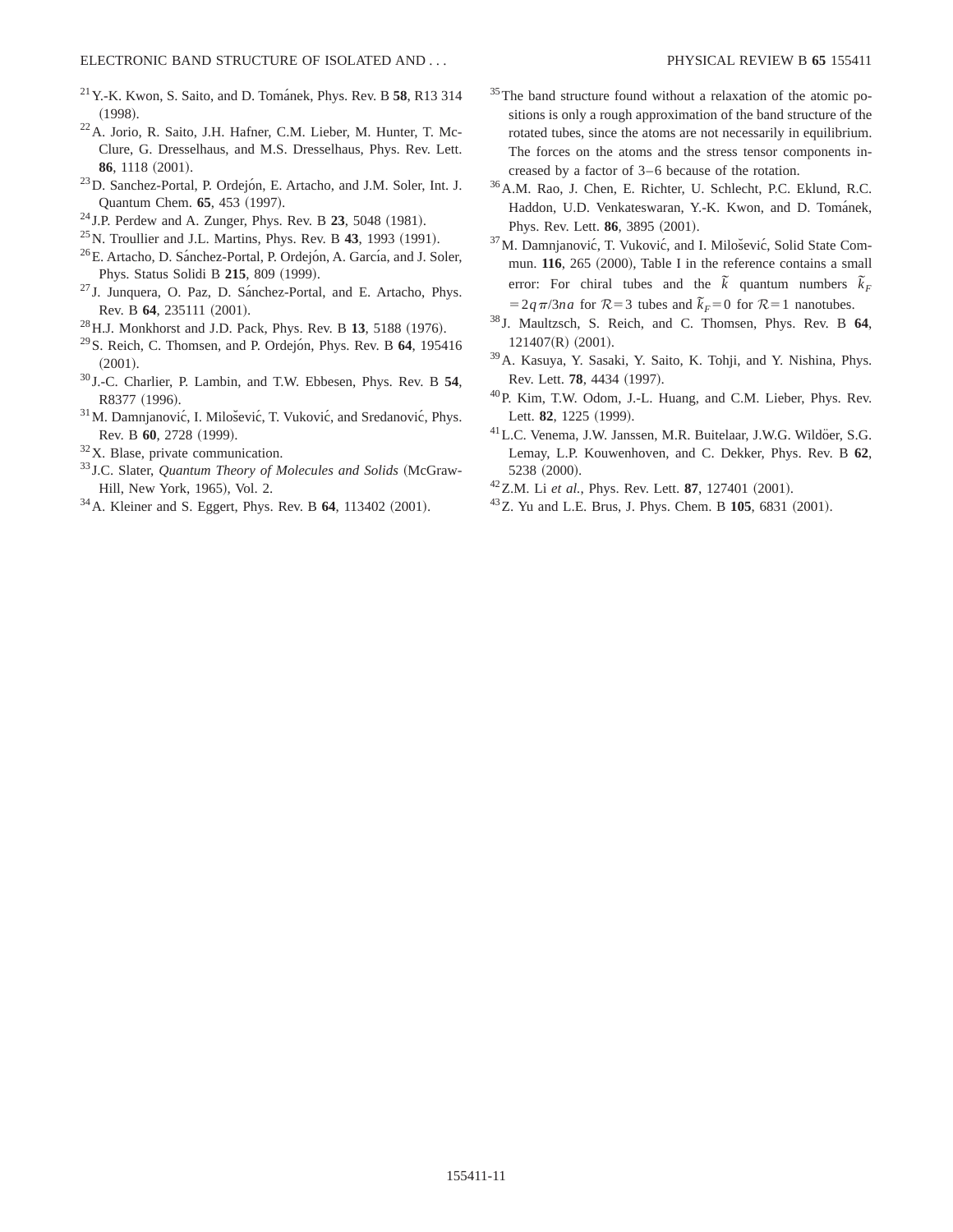[21] Y.-K. Kwon, S. Saito, and D. Tománek, Phys. Rev. B **58**, R13 314 (1998).

[22] A. Jorio, R. Saito, J.H. Hafner, C.M. Lieber, M. Hunter, T. McClure, G. Dresselhaus, and M.S. Dresselhaus, Phys. Rev. Lett. **86**, 1118 (2001).

[23] D. Sanchez-Portal, P. Ordejón, E. Artacho, and J.M. Soler, Int. J. Quantum Chem. **65**, 453 (1997).

[24] J.P. Perdew and A. Zunger, Phys. Rev. B **23**, 5048 (1981).

[25] N. Troullier and J.L. Martins, Phys. Rev. B **43**, 1993 (1991).

[26] E. Artacho, D. Sánchez-Portal, P. Ordejón, A. García, and J. Soler, Phys. Status Solidi B **215**, 809 (1999).

[27] J. Junquera, O. Paz, D. Sánchez-Portal, and E. Artacho, Phys. Rev. B **64**, 235111 (2001).

[28] H.J. Monkhorst and J.D. Pack, Phys. Rev. B **13**, 5188 (1976).

[29] S. Reich, C. Thomsen, and P. Ordejón, Phys. Rev. B **64**, 195416 (2001).

[30] J.-C. Charlier, P. Lambin, and T.W. Ebbesen, Phys. Rev. B **54**, R8377 (1996).

[31] M. Damnjanović, I. Milošević, T. Vuković, and Sredanović, Phys. Rev. B **60**, 2728 (1999).

[32] X. Blase, private communication.

[33] J.C. Slater, *Quantum Theory of Molecules and Solids* (McGraw-Hill, New York, 1965), Vol. 2.

[34] A. Kleiner and S. Eggert, Phys. Rev. B **64**, 113402 (2001).

[35] The band structure found without a relaxation of the atomic positions is only a rough approximation of the band structure of the rotated tubes, since the atoms are not necessarily in equilibrium. The forces on the atoms and the stress tensor components increased by a factor of 3–6 because of the rotation.

[36] A.M. Rao, J. Chen, E. Richter, U. Schlecht, P.C. Eklund, R.C. Haddon, U.D. Venkateswaran, Y.-K. Kwon, and D. Tománek, Phys. Rev. Lett. **86**, 3895 (2001).

[37] M. Damnjanović, T. Vuković, and I. Milošević, Solid State Commun. **116**, 265 (2000), Table I in the reference contains a small error: For chiral tubes and the $\tilde{k}$ quantum numbers $\tilde{k}_F = 2q\pi/3na$ for $\mathcal{R}=3$ tubes and $\tilde{k}_F=0$ for $\mathcal{R}=1$ nanotubes.

[38] J. Maultzsch, S. Reich, and C. Thomsen, Phys. Rev. B **64**, 121407(R) (2001).

[39] A. Kasuya, Y. Sasaki, Y. Saito, K. Tohji, and Y. Nishina, Phys. Rev. Lett. **78**, 4434 (1997).

[40] P. Kim, T.W. Odom, J.-L. Huang, and C.M. Lieber, Phys. Rev. Lett. **82**, 1225 (1999).

[41] L.C. Venema, J.W. Janssen, M.R. Buitelaar, J.W.G. Wildöer, S.G. Lemay, L.P. Kouwenhoven, and C. Dekker, Phys. Rev. B **62**, 5238 (2000).

[42] Z.M. Li *et al.*, Phys. Rev. Lett. **87**, 127401 (2001).

[43] Z. Yu and L.E. Brus, J. Phys. Chem. B **105**, 6831 (2001).